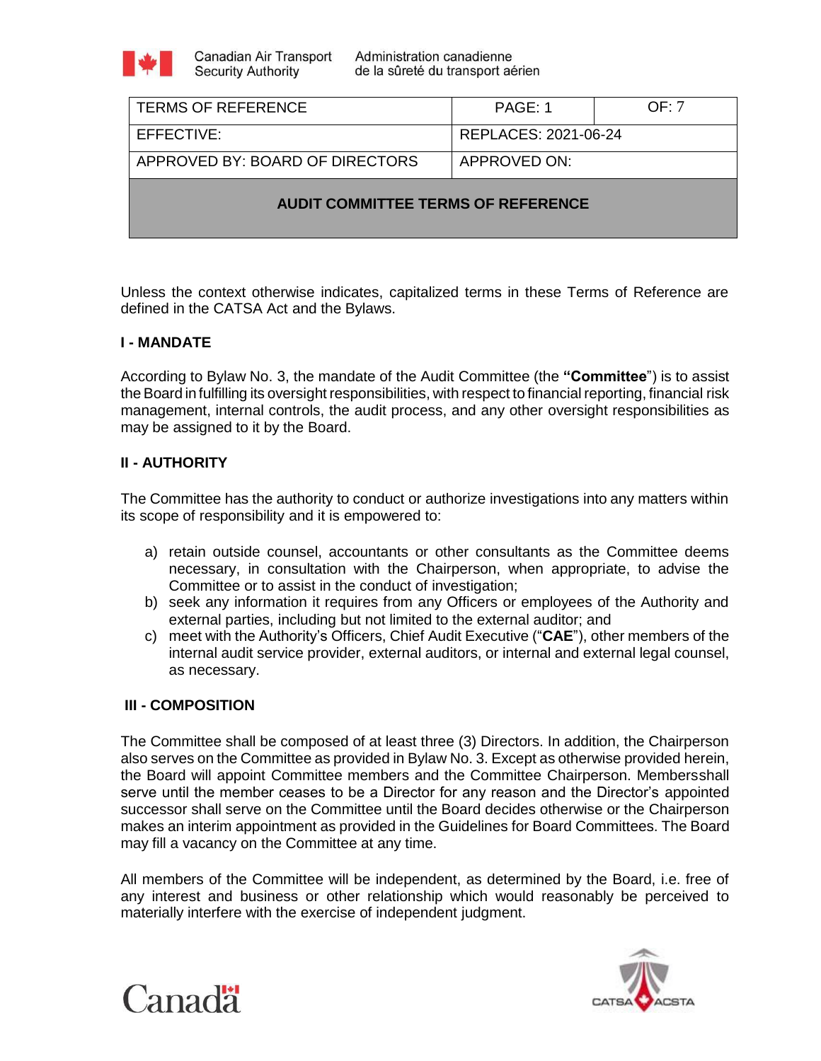| TERMS OF REFERENCE | PAGE: 1 | OF: 7 |
|---|---|---|
| EFFECTIVE: | REPLACES: 2021-06-24 | |
| APPROVED BY: BOARD OF DIRECTORS | APPROVED ON: | |

**AUDIT COMMITTEE TERMS OF REFERENCE**

Unless the context otherwise indicates, capitalized terms in these Terms of Reference are defined in the CATSA Act and the Bylaws.

## I - MANDATE

According to Bylaw No. 3, the mandate of the Audit Committee (the **"Committee"**) is to assist the Board in fulfilling its oversight responsibilities, with respect to financial reporting, financial risk management, internal controls, the audit process, and any other oversight responsibilities as may be assigned to it by the Board.

## II - AUTHORITY

The Committee has the authority to conduct or authorize investigations into any matters within its scope of responsibility and it is empowered to:

a) retain outside counsel, accountants or other consultants as the Committee deems necessary, in consultation with the Chairperson, when appropriate, to advise the Committee or to assist in the conduct of investigation;
b) seek any information it requires from any Officers or employees of the Authority and external parties, including but not limited to the external auditor; and
c) meet with the Authority's Officers, Chief Audit Executive ("**CAE**"), other members of the internal audit service provider, external auditors, or internal and external legal counsel, as necessary.

## III - COMPOSITION

The Committee shall be composed of at least three (3) Directors. In addition, the Chairperson also serves on the Committee as provided in Bylaw No. 3. Except as otherwise provided herein, the Board will appoint Committee members and the Committee Chairperson. Membersshall serve until the member ceases to be a Director for any reason and the Director's appointed successor shall serve on the Committee until the Board decides otherwise or the Chairperson makes an interim appointment as provided in the Guidelines for Board Committees. The Board may fill a vacancy on the Committee at any time.

All members of the Committee will be independent, as determined by the Board, i.e. free of any interest and business or other relationship which would reasonably be perceived to materially interfere with the exercise of independent judgment.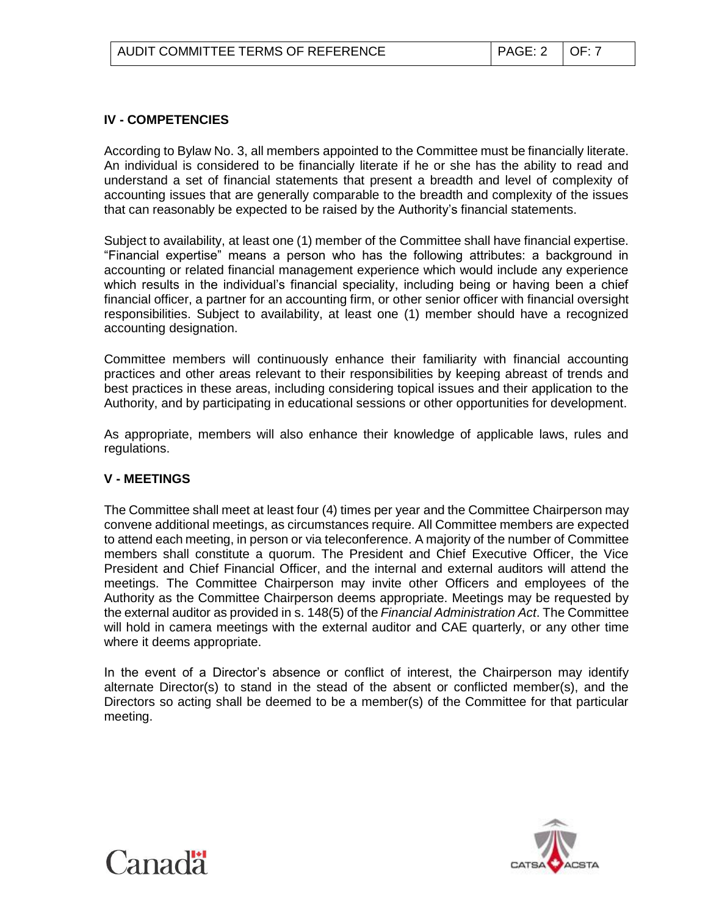## IV - COMPETENCIES

According to Bylaw No. 3, all members appointed to the Committee must be financially literate. An individual is considered to be financially literate if he or she has the ability to read and understand a set of financial statements that present a breadth and level of complexity of accounting issues that are generally comparable to the breadth and complexity of the issues that can reasonably be expected to be raised by the Authority's financial statements.

Subject to availability, at least one (1) member of the Committee shall have financial expertise. "Financial expertise" means a person who has the following attributes: a background in accounting or related financial management experience which would include any experience which results in the individual's financial speciality, including being or having been a chief financial officer, a partner for an accounting firm, or other senior officer with financial oversight responsibilities. Subject to availability, at least one (1) member should have a recognized accounting designation.

Committee members will continuously enhance their familiarity with financial accounting practices and other areas relevant to their responsibilities by keeping abreast of trends and best practices in these areas, including considering topical issues and their application to the Authority, and by participating in educational sessions or other opportunities for development.

As appropriate, members will also enhance their knowledge of applicable laws, rules and regulations.

## V - MEETINGS

The Committee shall meet at least four (4) times per year and the Committee Chairperson may convene additional meetings, as circumstances require. All Committee members are expected to attend each meeting, in person or via teleconference. A majority of the number of Committee members shall constitute a quorum. The President and Chief Executive Officer, the Vice President and Chief Financial Officer, and the internal and external auditors will attend the meetings. The Committee Chairperson may invite other Officers and employees of the Authority as the Committee Chairperson deems appropriate. Meetings may be requested by the external auditor as provided in s. 148(5) of the *Financial Administration Act*. The Committee will hold in camera meetings with the external auditor and CAE quarterly, or any other time where it deems appropriate.

In the event of a Director's absence or conflict of interest, the Chairperson may identify alternate Director(s) to stand in the stead of the absent or conflicted member(s), and the Directors so acting shall be deemed to be a member(s) of the Committee for that particular meeting.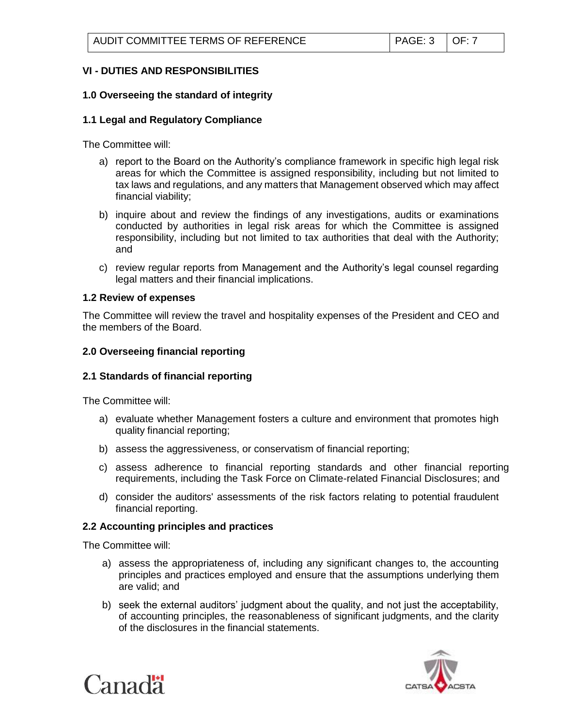## VI - DUTIES AND RESPONSIBILITIES

### 1.0 Overseeing the standard of integrity

### 1.1 Legal and Regulatory Compliance

The Committee will:

a) report to the Board on the Authority's compliance framework in specific high legal risk areas for which the Committee is assigned responsibility, including but not limited to tax laws and regulations, and any matters that Management observed which may affect financial viability;

b) inquire about and review the findings of any investigations, audits or examinations conducted by authorities in legal risk areas for which the Committee is assigned responsibility, including but not limited to tax authorities that deal with the Authority; and

c) review regular reports from Management and the Authority's legal counsel regarding legal matters and their financial implications.

### 1.2 Review of expenses

The Committee will review the travel and hospitality expenses of the President and CEO and the members of the Board.

### 2.0 Overseeing financial reporting

### 2.1 Standards of financial reporting

The Committee will:

a) evaluate whether Management fosters a culture and environment that promotes high quality financial reporting;

b) assess the aggressiveness, or conservatism of financial reporting;

c) assess adherence to financial reporting standards and other financial reporting requirements, including the Task Force on Climate-related Financial Disclosures; and

d) consider the auditors' assessments of the risk factors relating to potential fraudulent financial reporting.

### 2.2 Accounting principles and practices

The Committee will:

a) assess the appropriateness of, including any significant changes to, the accounting principles and practices employed and ensure that the assumptions underlying them are valid; and

b) seek the external auditors' judgment about the quality, and not just the acceptability, of accounting principles, the reasonableness of significant judgments, and the clarity of the disclosures in the financial statements.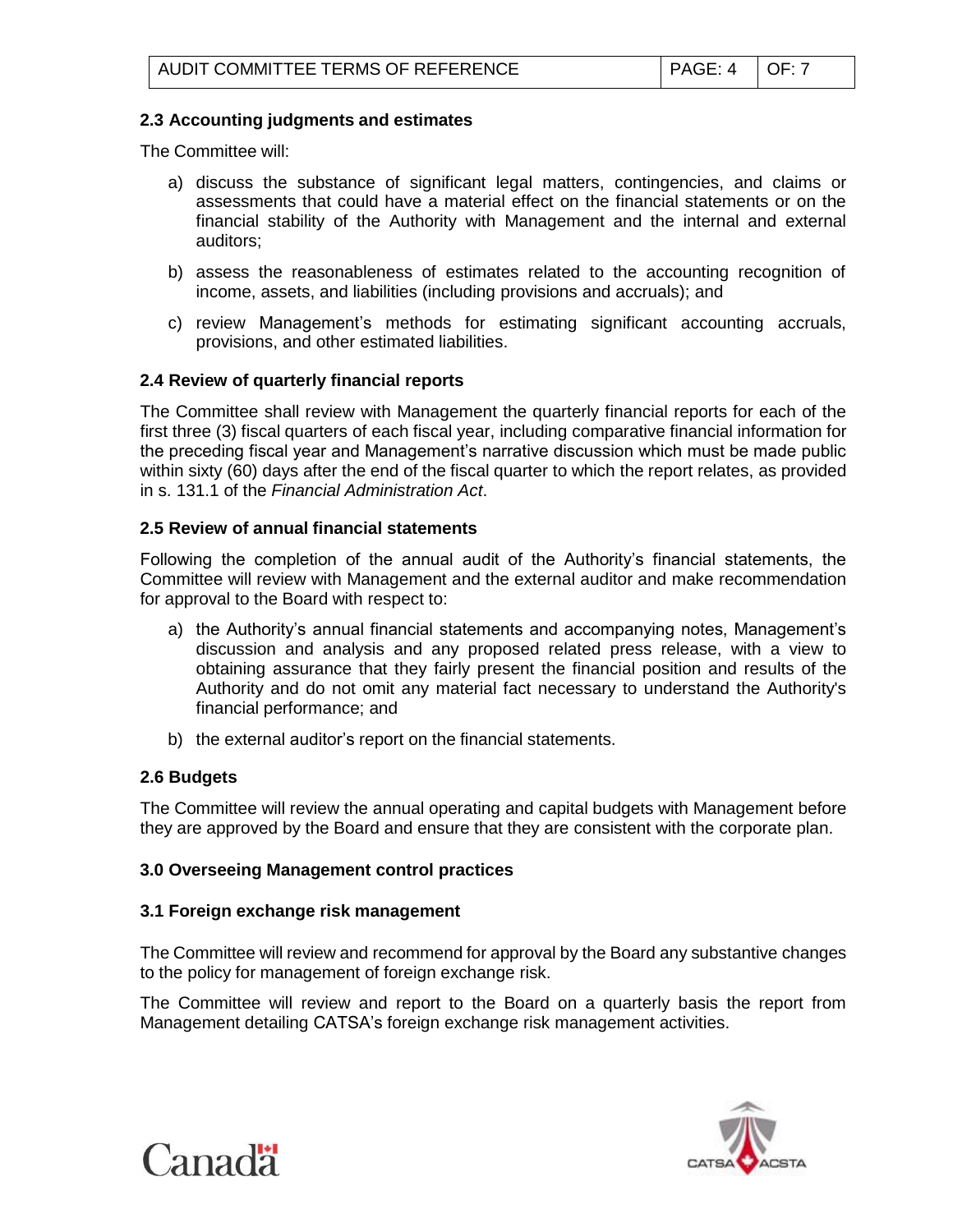### 2.3 Accounting judgments and estimates

The Committee will:

a) discuss the substance of significant legal matters, contingencies, and claims or assessments that could have a material effect on the financial statements or on the financial stability of the Authority with Management and the internal and external auditors;

b) assess the reasonableness of estimates related to the accounting recognition of income, assets, and liabilities (including provisions and accruals); and

c) review Management's methods for estimating significant accounting accruals, provisions, and other estimated liabilities.

### 2.4 Review of quarterly financial reports

The Committee shall review with Management the quarterly financial reports for each of the first three (3) fiscal quarters of each fiscal year, including comparative financial information for the preceding fiscal year and Management's narrative discussion which must be made public within sixty (60) days after the end of the fiscal quarter to which the report relates, as provided in s. 131.1 of the *Financial Administration Act*.

### 2.5 Review of annual financial statements

Following the completion of the annual audit of the Authority's financial statements, the Committee will review with Management and the external auditor and make recommendation for approval to the Board with respect to:

a) the Authority's annual financial statements and accompanying notes, Management's discussion and analysis and any proposed related press release, with a view to obtaining assurance that they fairly present the financial position and results of the Authority and do not omit any material fact necessary to understand the Authority's financial performance; and

b) the external auditor's report on the financial statements.

### 2.6 Budgets

The Committee will review the annual operating and capital budgets with Management before they are approved by the Board and ensure that they are consistent with the corporate plan.

## 3.0 Overseeing Management control practices

### 3.1 Foreign exchange risk management

The Committee will review and recommend for approval by the Board any substantive changes to the policy for management of foreign exchange risk.

The Committee will review and report to the Board on a quarterly basis the report from Management detailing CATSA's foreign exchange risk management activities.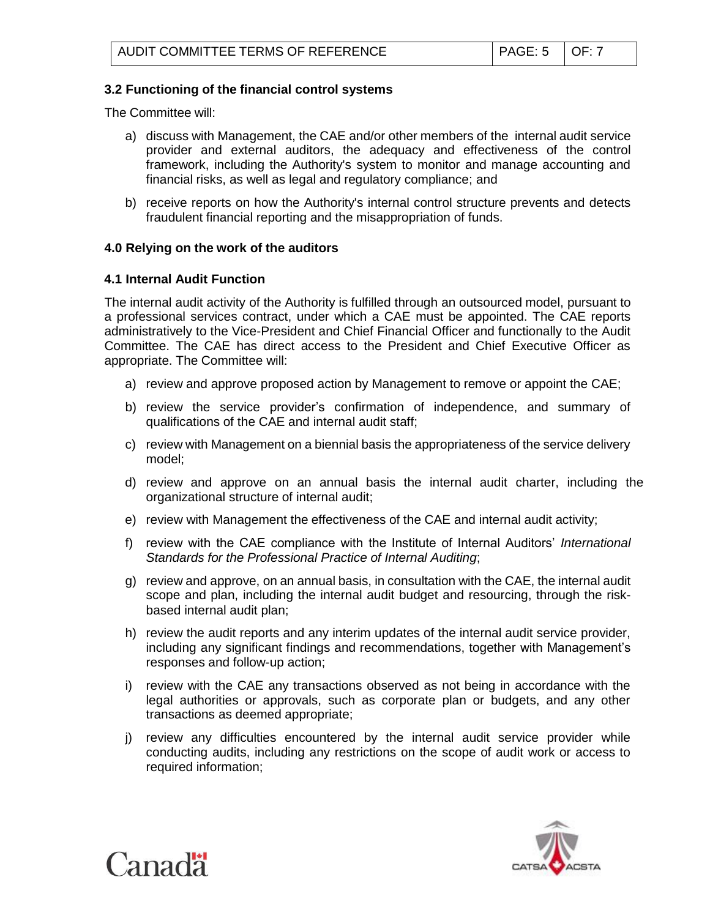### 3.2 Functioning of the financial control systems

The Committee will:

a) discuss with Management, the CAE and/or other members of the internal audit service provider and external auditors, the adequacy and effectiveness of the control framework, including the Authority's system to monitor and manage accounting and financial risks, as well as legal and regulatory compliance; and

b) receive reports on how the Authority's internal control structure prevents and detects fraudulent financial reporting and the misappropriation of funds.

## 4.0 Relying on the work of the auditors

### 4.1 Internal Audit Function

The internal audit activity of the Authority is fulfilled through an outsourced model, pursuant to a professional services contract, under which a CAE must be appointed. The CAE reports administratively to the Vice-President and Chief Financial Officer and functionally to the Audit Committee. The CAE has direct access to the President and Chief Executive Officer as appropriate. The Committee will:

a) review and approve proposed action by Management to remove or appoint the CAE;

b) review the service provider's confirmation of independence, and summary of qualifications of the CAE and internal audit staff;

c) review with Management on a biennial basis the appropriateness of the service delivery model;

d) review and approve on an annual basis the internal audit charter, including the organizational structure of internal audit;

e) review with Management the effectiveness of the CAE and internal audit activity;

f) review with the CAE compliance with the Institute of Internal Auditors' *International Standards for the Professional Practice of Internal Auditing*;

g) review and approve, on an annual basis, in consultation with the CAE, the internal audit scope and plan, including the internal audit budget and resourcing, through the risk-based internal audit plan;

h) review the audit reports and any interim updates of the internal audit service provider, including any significant findings and recommendations, together with Management's responses and follow-up action;

i) review with the CAE any transactions observed as not being in accordance with the legal authorities or approvals, such as corporate plan or budgets, and any other transactions as deemed appropriate;

j) review any difficulties encountered by the internal audit service provider while conducting audits, including any restrictions on the scope of audit work or access to required information;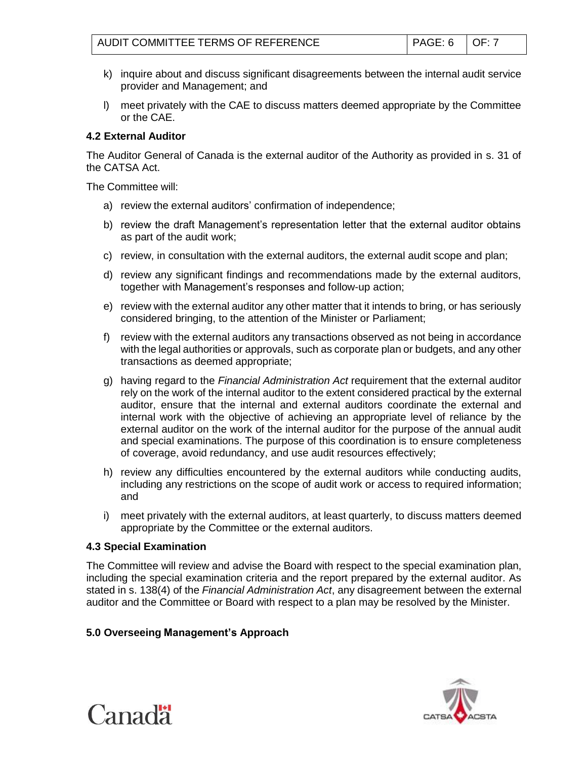k) inquire about and discuss significant disagreements between the internal audit service provider and Management; and

l) meet privately with the CAE to discuss matters deemed appropriate by the Committee or the CAE.

### 4.2 External Auditor

The Auditor General of Canada is the external auditor of the Authority as provided in s. 31 of the CATSA Act.

The Committee will:

a) review the external auditors' confirmation of independence;

b) review the draft Management's representation letter that the external auditor obtains as part of the audit work;

c) review, in consultation with the external auditors, the external audit scope and plan;

d) review any significant findings and recommendations made by the external auditors, together with Management's responses and follow-up action;

e) review with the external auditor any other matter that it intends to bring, or has seriously considered bringing, to the attention of the Minister or Parliament;

f) review with the external auditors any transactions observed as not being in accordance with the legal authorities or approvals, such as corporate plan or budgets, and any other transactions as deemed appropriate;

g) having regard to the *Financial Administration Act* requirement that the external auditor rely on the work of the internal auditor to the extent considered practical by the external auditor, ensure that the internal and external auditors coordinate the external and internal work with the objective of achieving an appropriate level of reliance by the external auditor on the work of the internal auditor for the purpose of the annual audit and special examinations. The purpose of this coordination is to ensure completeness of coverage, avoid redundancy, and use audit resources effectively;

h) review any difficulties encountered by the external auditors while conducting audits, including any restrictions on the scope of audit work or access to required information; and

i) meet privately with the external auditors, at least quarterly, to discuss matters deemed appropriate by the Committee or the external auditors.

### 4.3 Special Examination

The Committee will review and advise the Board with respect to the special examination plan, including the special examination criteria and the report prepared by the external auditor. As stated in s. 138(4) of the *Financial Administration Act*, any disagreement between the external auditor and the Committee or Board with respect to a plan may be resolved by the Minister.

## 5.0 Overseeing Management's Approach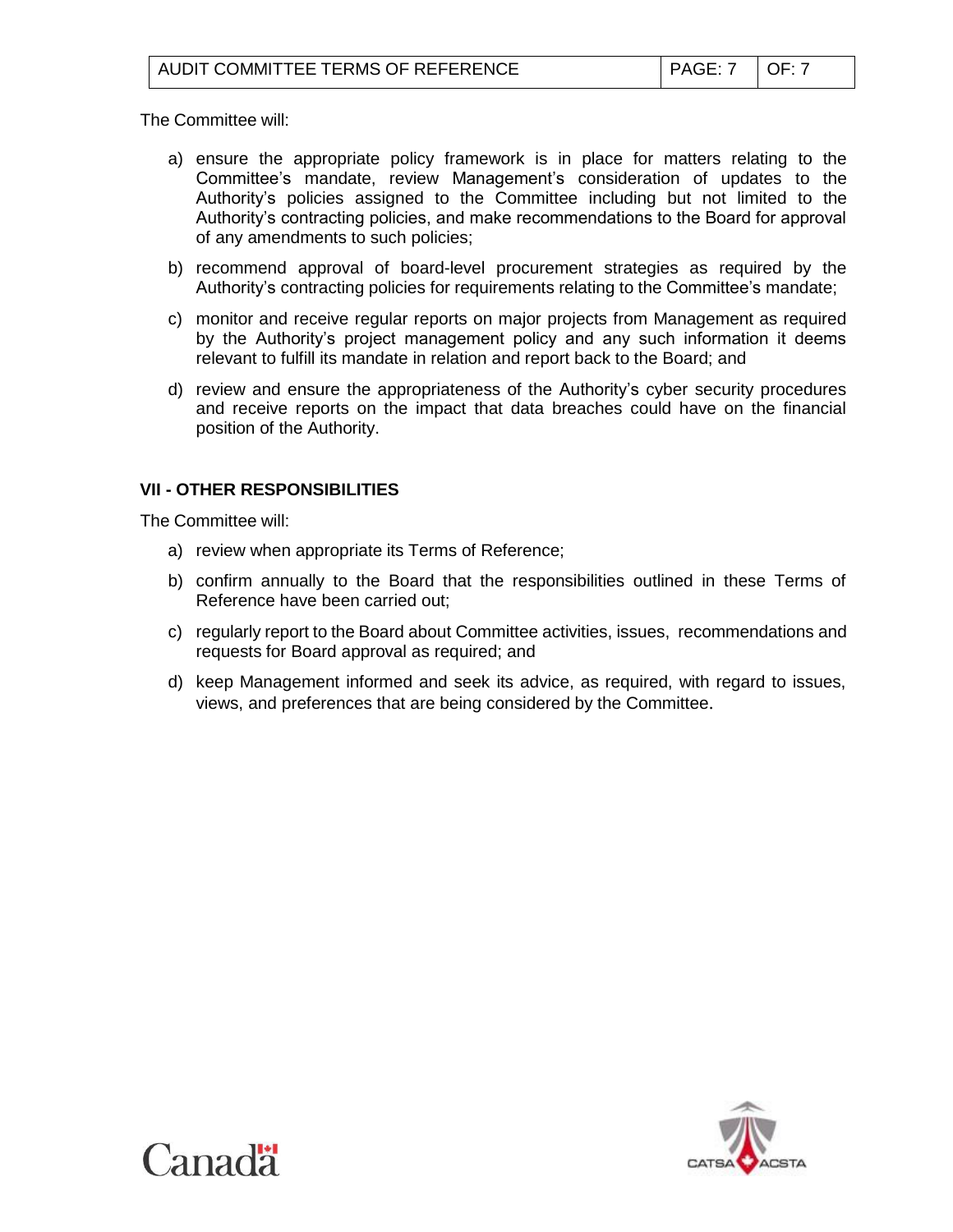The Committee will:

a) ensure the appropriate policy framework is in place for matters relating to the Committee's mandate, review Management's consideration of updates to the Authority's policies assigned to the Committee including but not limited to the Authority's contracting policies, and make recommendations to the Board for approval of any amendments to such policies;

b) recommend approval of board-level procurement strategies as required by the Authority's contracting policies for requirements relating to the Committee's mandate;

c) monitor and receive regular reports on major projects from Management as required by the Authority's project management policy and any such information it deems relevant to fulfill its mandate in relation and report back to the Board; and

d) review and ensure the appropriateness of the Authority's cyber security procedures and receive reports on the impact that data breaches could have on the financial position of the Authority.

### VII - OTHER RESPONSIBILITIES

The Committee will:

a) review when appropriate its Terms of Reference;

b) confirm annually to the Board that the responsibilities outlined in these Terms of Reference have been carried out;

c) regularly report to the Board about Committee activities, issues, recommendations and requests for Board approval as required; and

d) keep Management informed and seek its advice, as required, with regard to issues, views, and preferences that are being considered by the Committee.